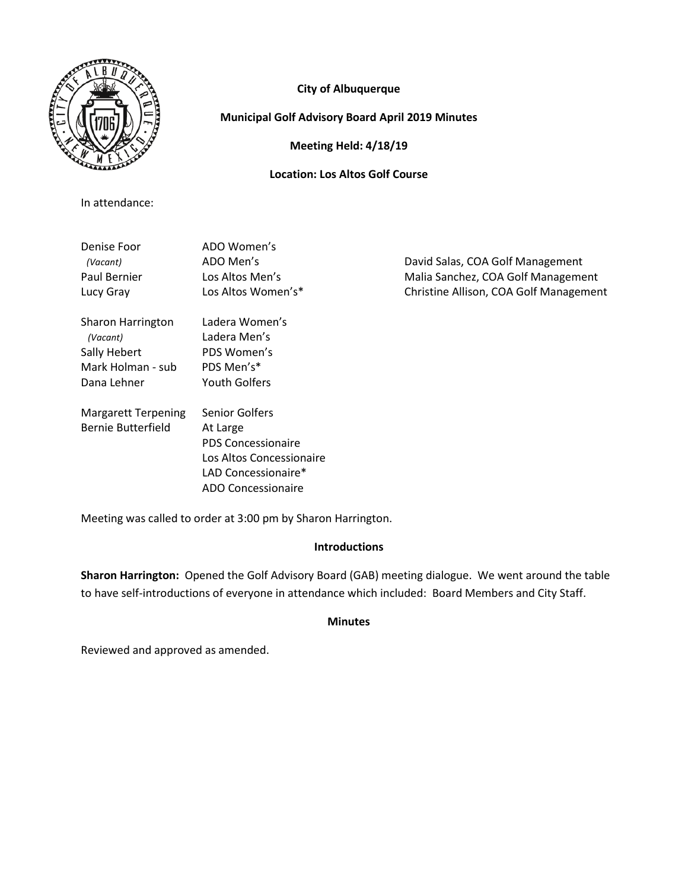**City of Albuquerque**

**Municipal Golf Advisory Board April 2019 Minutes**

**Meeting Held: 4/18/19**

**Location: Los Altos Golf Course**

In attendance:

| | | |
|---|---|---|
| Denise Foor | ADO Women's | |
| *(Vacant)* | ADO Men's | David Salas, COA Golf Management |
| Paul Bernier | Los Altos Men's | Malia Sanchez, COA Golf Management |
| Lucy Gray | Los Altos Women's* | Christine Allison, COA Golf Management |
| Sharon Harrington | Ladera Women's | |
| *(Vacant)* | Ladera Men's | |
| Sally Hebert | PDS Women's | |
| Mark Holman - sub | PDS Men's* | |
| Dana Lehner | Youth Golfers | |
| Margarett Terpening | Senior Golfers | |
| Bernie Butterfield | At Large | |
| | PDS Concessionaire | |
| | Los Altos Concessionaire | |
| | LAD Concessionaire* | |
| | ADO Concessionaire | |

Meeting was called to order at 3:00 pm by Sharon Harrington.

### Introductions

**Sharon Harrington:** Opened the Golf Advisory Board (GAB) meeting dialogue. We went around the table to have self-introductions of everyone in attendance which included: Board Members and City Staff.

### Minutes

Reviewed and approved as amended.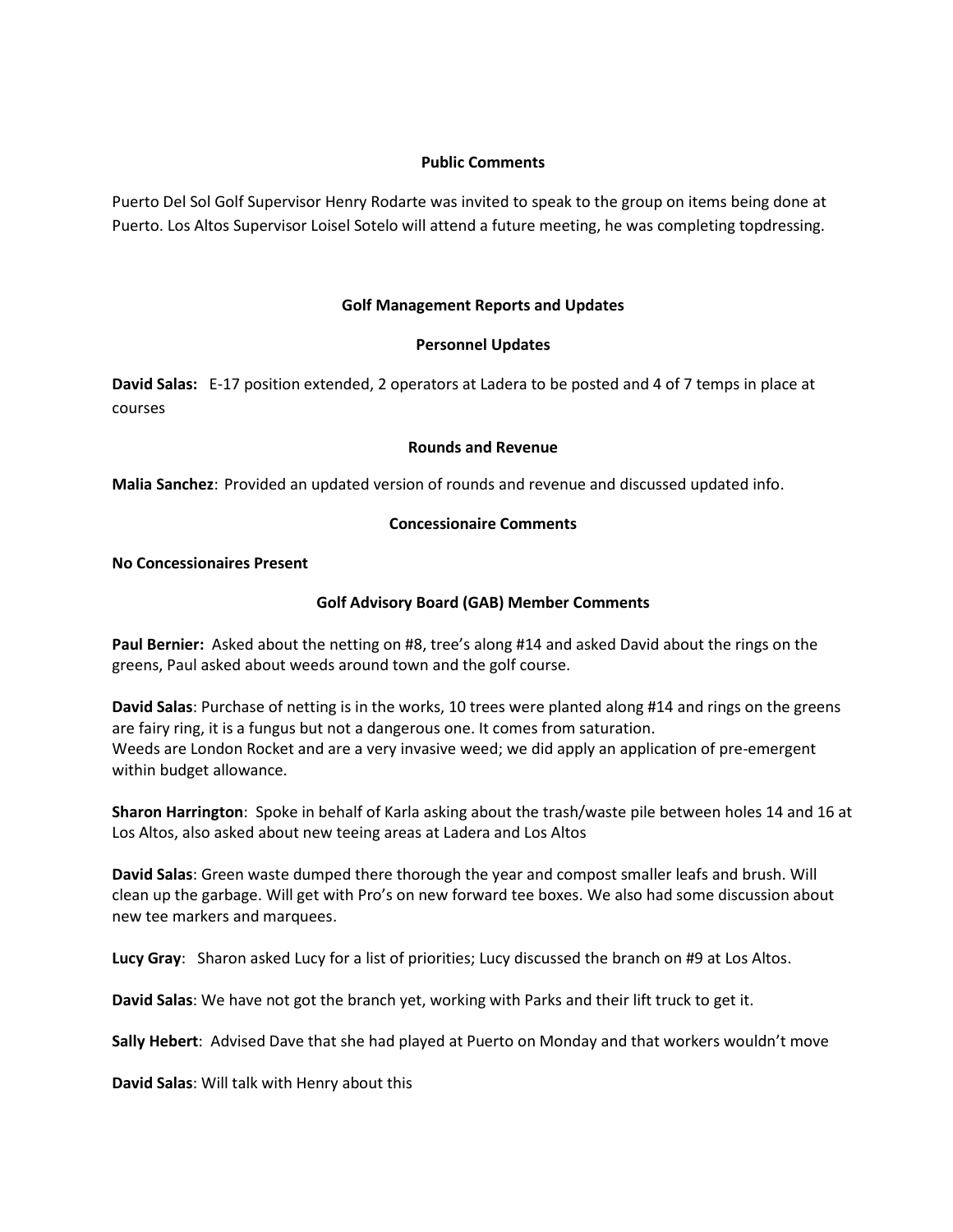## Public Comments

Puerto Del Sol Golf Supervisor Henry Rodarte was invited to speak to the group on items being done at Puerto. Los Altos Supervisor Loisel Sotelo will attend a future meeting, he was completing topdressing.

## Golf Management Reports and Updates

### Personnel Updates

**David Salas:** E-17 position extended, 2 operators at Ladera to be posted and 4 of 7 temps in place at courses

### Rounds and Revenue

**Malia Sanchez**: Provided an updated version of rounds and revenue and discussed updated info.

### Concessionaire Comments

**No Concessionaires Present**

### Golf Advisory Board (GAB) Member Comments

**Paul Bernier:** Asked about the netting on #8, tree's along #14 and asked David about the rings on the greens, Paul asked about weeds around town and the golf course.

**David Salas**: Purchase of netting is in the works, 10 trees were planted along #14 and rings on the greens are fairy ring, it is a fungus but not a dangerous one. It comes from saturation.
Weeds are London Rocket and are a very invasive weed; we did apply an application of pre-emergent within budget allowance.

**Sharon Harrington**: Spoke in behalf of Karla asking about the trash/waste pile between holes 14 and 16 at Los Altos, also asked about new teeing areas at Ladera and Los Altos

**David Salas**: Green waste dumped there thorough the year and compost smaller leafs and brush. Will clean up the garbage. Will get with Pro's on new forward tee boxes. We also had some discussion about new tee markers and marquees.

**Lucy Gray**: Sharon asked Lucy for a list of priorities; Lucy discussed the branch on #9 at Los Altos.

**David Salas**: We have not got the branch yet, working with Parks and their lift truck to get it.

**Sally Hebert**: Advised Dave that she had played at Puerto on Monday and that workers wouldn't move

**David Salas**: Will talk with Henry about this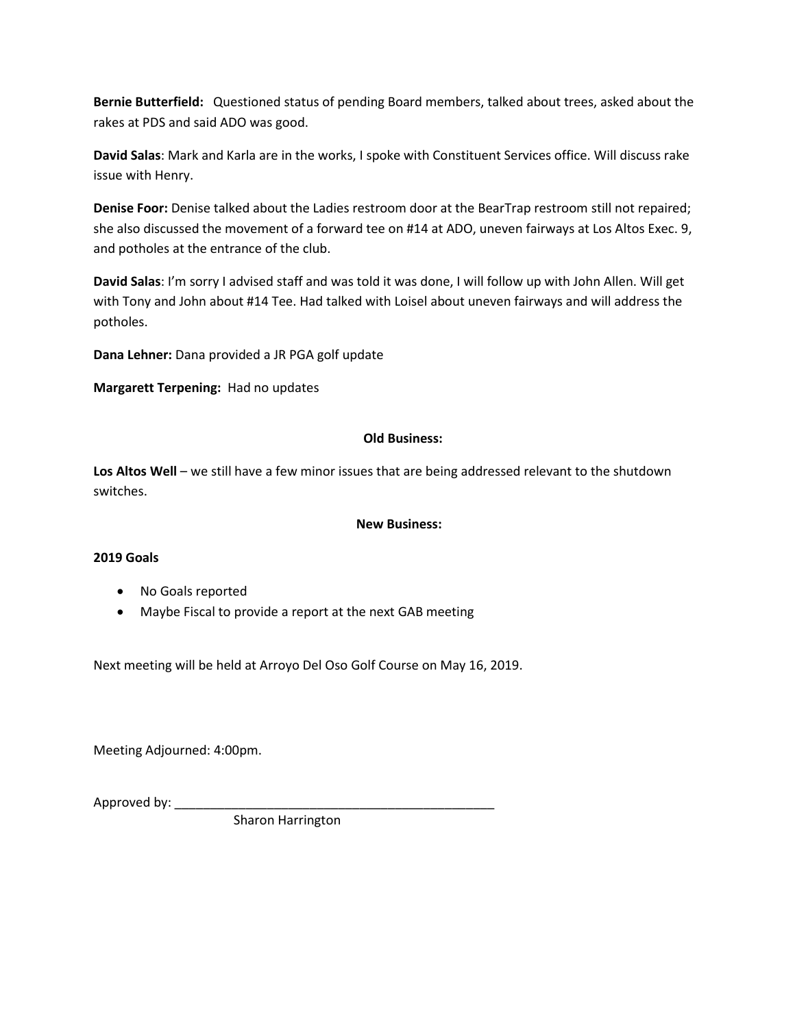**Bernie Butterfield:** Questioned status of pending Board members, talked about trees, asked about the rakes at PDS and said ADO was good.

**David Salas**: Mark and Karla are in the works, I spoke with Constituent Services office. Will discuss rake issue with Henry.

**Denise Foor:** Denise talked about the Ladies restroom door at the BearTrap restroom still not repaired; she also discussed the movement of a forward tee on #14 at ADO, uneven fairways at Los Altos Exec. 9, and potholes at the entrance of the club.

**David Salas**: I'm sorry I advised staff and was told it was done, I will follow up with John Allen. Will get with Tony and John about #14 Tee. Had talked with Loisel about uneven fairways and will address the potholes.

**Dana Lehner:** Dana provided a JR PGA golf update

**Margarett Terpening:** Had no updates

**Old Business:**

**Los Altos Well** – we still have a few minor issues that are being addressed relevant to the shutdown switches.

**New Business:**

**2019 Goals**

- No Goals reported
- Maybe Fiscal to provide a report at the next GAB meeting

Next meeting will be held at Arroyo Del Oso Golf Course on May 16, 2019.

Meeting Adjourned: 4:00pm.

Approved by: ______________________________________________
Sharon Harrington